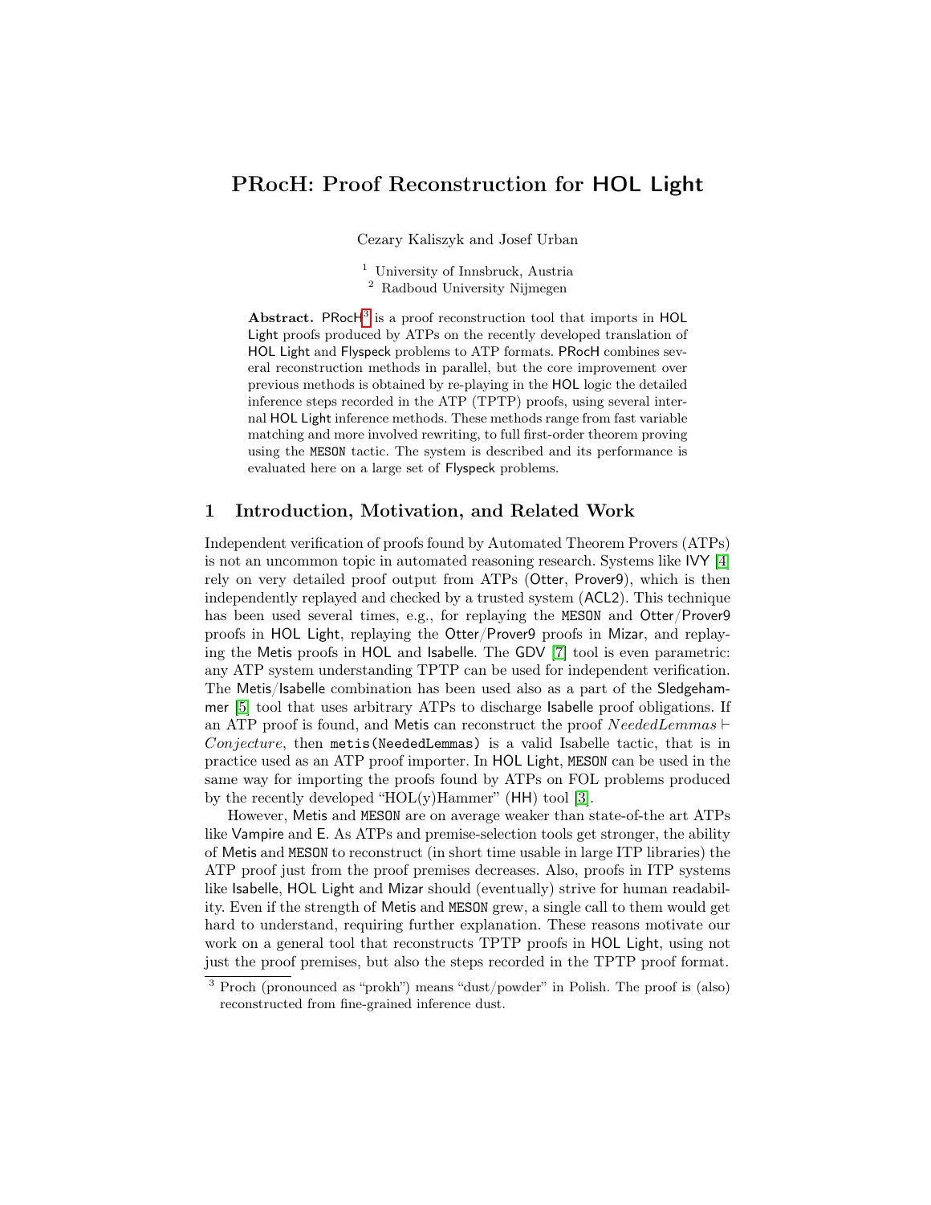# PRocH: Proof Reconstruction for HOL Light

Cezary Kaliszyk and Josef Urban

[1] University of Innsbruck, Austria
[2] Radboud University Nijmegen

**Abstract.** PRocH[3] is a proof reconstruction tool that imports in HOL Light proofs produced by ATPs on the recently developed translation of HOL Light and Flyspeck problems to ATP formats. PRocH combines several reconstruction methods in parallel, but the core improvement over previous methods is obtained by re-playing in the HOL logic the detailed inference steps recorded in the ATP (TPTP) proofs, using several internal HOL Light inference methods. These methods range from fast variable matching and more involved rewriting, to full first-order theorem proving using the MESON tactic. The system is described and its performance is evaluated here on a large set of Flyspeck problems.

## 1 Introduction, Motivation, and Related Work

Independent verification of proofs found by Automated Theorem Provers (ATPs) is not an uncommon topic in automated reasoning research. Systems like IVY [4] rely on very detailed proof output from ATPs (Otter, Prover9), which is then independently replayed and checked by a trusted system (ACL2). This technique has been used several times, e.g., for replaying the MESON and Otter/Prover9 proofs in HOL Light, replaying the Otter/Prover9 proofs in Mizar, and replaying the Metis proofs in HOL and Isabelle. The GDV [7] tool is even parametric: any ATP system understanding TPTP can be used for independent verification. The Metis/Isabelle combination has been used also as a part of the Sledgehammer [5] tool that uses arbitrary ATPs to discharge Isabelle proof obligations. If an ATP proof is found, and Metis can reconstruct the proof $NeededLemmas \vdash Conjecture$, then `metis(NeededLemmas)` is a valid Isabelle tactic, that is in practice used as an ATP proof importer. In HOL Light, MESON can be used in the same way for importing the proofs found by ATPs on FOL problems produced by the recently developed "HOL(y)Hammer" (HH) tool [3].

However, Metis and MESON are on average weaker than state-of-the art ATPs like Vampire and E. As ATPs and premise-selection tools get stronger, the ability of Metis and MESON to reconstruct (in short time usable in large ITP libraries) the ATP proof just from the proof premises decreases. Also, proofs in ITP systems like Isabelle, HOL Light and Mizar should (eventually) strive for human readability. Even if the strength of Metis and MESON grew, a single call to them would get hard to understand, requiring further explanation. These reasons motivate our work on a general tool that reconstructs TPTP proofs in HOL Light, using not just the proof premises, but also the steps recorded in the TPTP proof format.

[3] Proch (pronounced as "prokh") means "dust/powder" in Polish. The proof is (also) reconstructed from fine-grained inference dust.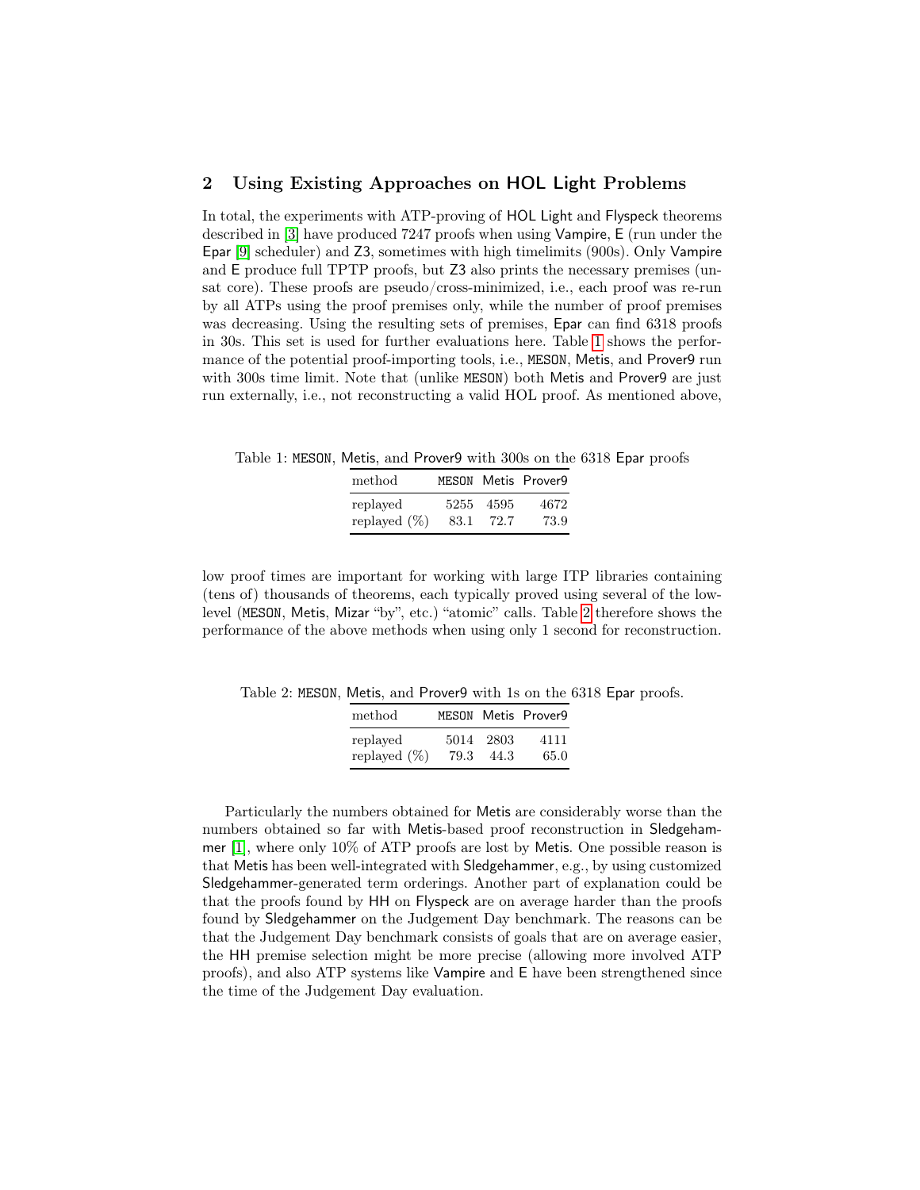## 2 Using Existing Approaches on HOL Light Problems

In total, the experiments with ATP-proving of HOL Light and Flyspeck theorems described in [3] have produced 7247 proofs when using Vampire, E (run under the Epar [9] scheduler) and Z3, sometimes with high timelimits (900s). Only Vampire and E produce full TPTP proofs, but Z3 also prints the necessary premises (unsat core). These proofs are pseudo/cross-minimized, i.e., each proof was re-run by all ATPs using the proof premises only, while the number of proof premises was decreasing. Using the resulting sets of premises, Epar can find 6318 proofs in 30s. This set is used for further evaluations here. Table 1 shows the performance of the potential proof-importing tools, i.e., MESON, Metis, and Prover9 run with 300s time limit. Note that (unlike MESON) both Metis and Prover9 are just run externally, i.e., not reconstructing a valid HOL proof. As mentioned above,

Table 1: MESON, Metis, and Prover9 with 300s on the 6318 Epar proofs

| method | MESON | Metis | Prover9 |
|---|---|---|---|
| replayed | 5255 | 4595 | 4672 |
| replayed (%) | 83.1 | 72.7 | 73.9 |

low proof times are important for working with large ITP libraries containing (tens of) thousands of theorems, each typically proved using several of the low-level (MESON, Metis, Mizar "by", etc.) "atomic" calls. Table 2 therefore shows the performance of the above methods when using only 1 second for reconstruction.

Table 2: MESON, Metis, and Prover9 with 1s on the 6318 Epar proofs.

| method | MESON | Metis | Prover9 |
|---|---|---|---|
| replayed | 5014 | 2803 | 4111 |
| replayed (%) | 79.3 | 44.3 | 65.0 |

Particularly the numbers obtained for Metis are considerably worse than the numbers obtained so far with Metis-based proof reconstruction in Sledgehammer [1], where only 10% of ATP proofs are lost by Metis. One possible reason is that Metis has been well-integrated with Sledgehammer, e.g., by using customized Sledgehammer-generated term orderings. Another part of explanation could be that the proofs found by HH on Flyspeck are on average harder than the proofs found by Sledgehammer on the Judgement Day benchmark. The reasons can be that the Judgement Day benchmark consists of goals that are on average easier, the HH premise selection might be more precise (allowing more involved ATP proofs), and also ATP systems like Vampire and E have been strengthened since the time of the Judgement Day evaluation.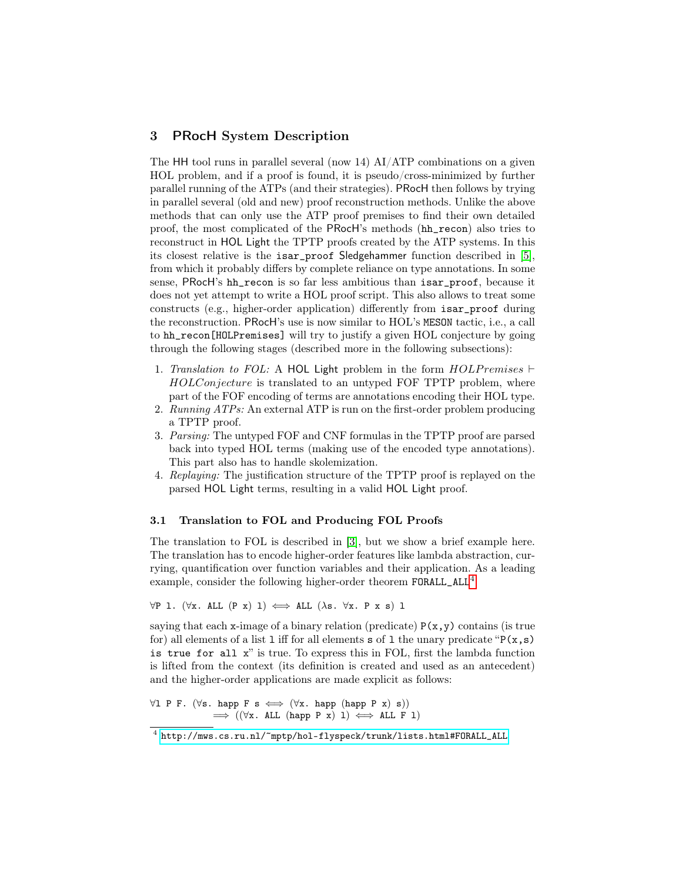## 3 PRocH System Description

The HH tool runs in parallel several (now 14) AI/ATP combinations on a given HOL problem, and if a proof is found, it is pseudo/cross-minimized by further parallel running of the ATPs (and their strategies). PRocH then follows by trying in parallel several (old and new) proof reconstruction methods. Unlike the above methods that can only use the ATP proof premises to find their own detailed proof, the most complicated of the PRocH's methods (`hh_recon`) also tries to reconstruct in HOL Light the TPTP proofs created by the ATP systems. In this its closest relative is the `isar_proof` Sledgehammer function described in [5], from which it probably differs by complete reliance on type annotations. In some sense, PRocH's `hh_recon` is so far less ambitious than `isar_proof`, because it does not yet attempt to write a HOL proof script. This also allows to treat some constructs (e.g., higher-order application) differently from `isar_proof` during the reconstruction. PRocH's use is now similar to HOL's `MESON` tactic, i.e., a call to `hh_recon[HOLPremises]` will try to justify a given HOL conjecture by going through the following stages (described more in the following subsections):

1. *Translation to FOL:* A HOL Light problem in the form $HOLPremises \vdash HOLConjecture$ is translated to an untyped FOF TPTP problem, where part of the FOF encoding of terms are annotations encoding their HOL type.
2. *Running ATPs:* An external ATP is run on the first-order problem producing a TPTP proof.
3. *Parsing:* The untyped FOF and CNF formulas in the TPTP proof are parsed back into typed HOL terms (making use of the encoded type annotations). This part also has to handle skolemization.
4. *Replaying:* The justification structure of the TPTP proof is replayed on the parsed HOL Light terms, resulting in a valid HOL Light proof.

### 3.1 Translation to FOL and Producing FOL Proofs

The translation to FOL is described in [3], but we show a brief example here. The translation has to encode higher-order features like lambda abstraction, currying, quantification over function variables and their application. As a leading example, consider the following higher-order theorem `FORALL_ALL`[4]

```
∀P l. (∀x. ALL (P x) l) ⟺ ALL (λs. ∀x. P x s) l
```

saying that each `x`-image of a binary relation (predicate) `P(x,y)` contains (is true for) all elements of a list `l` iff for all elements `s` of `l` the unary predicate "`P(x,s) is true for all x`" is true. To express this in FOL, first the lambda function is lifted from the context (its definition is created and used as an antecedent) and the higher-order applications are made explicit as follows:

```
∀l P F. (∀s. happ F s ⟺ (∀x. happ (happ P x) s))
            ⟹ ((∀x. ALL (happ P x) l) ⟺ ALL F l)
```

[4] http://mws.cs.ru.nl/~mptp/hol-flyspeck/trunk/lists.html#FORALL_ALL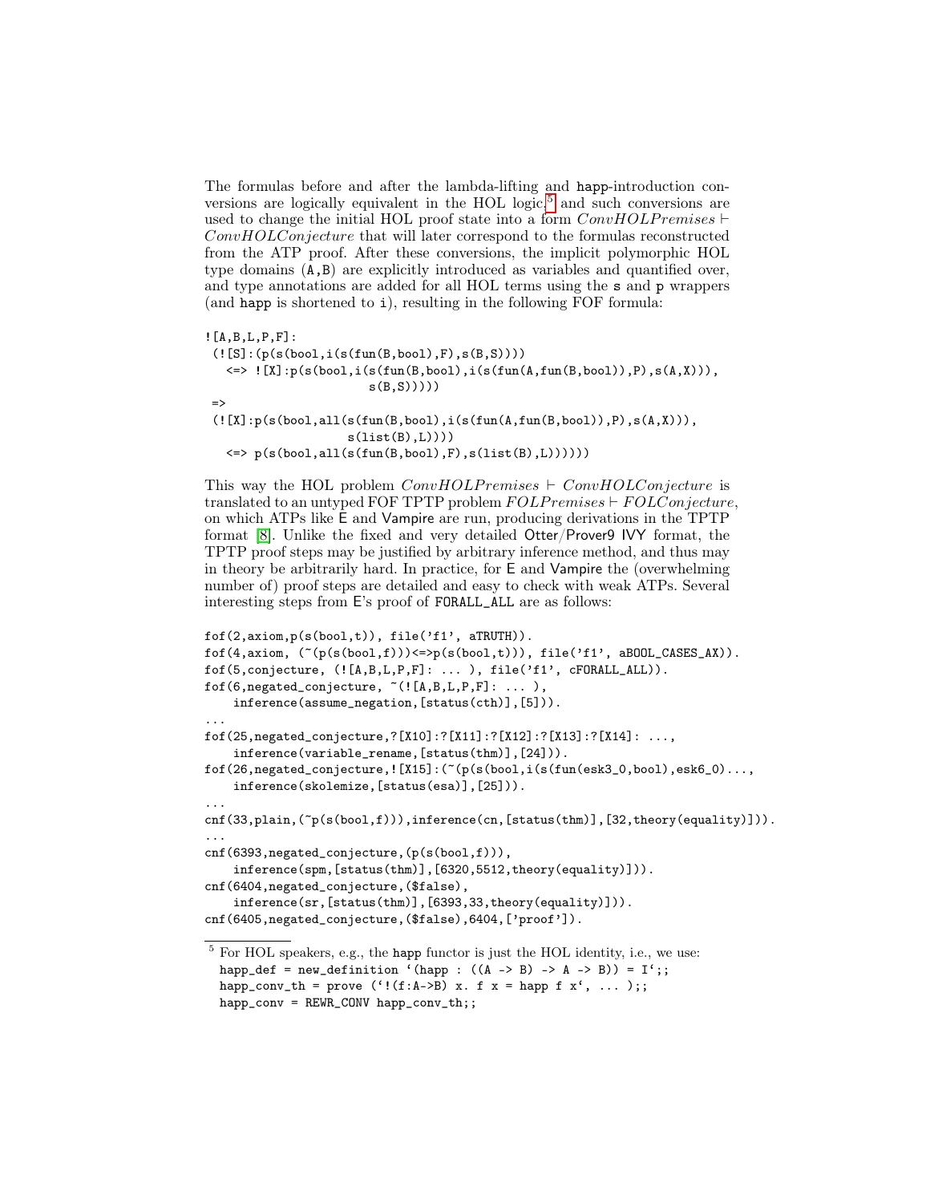The formulas before and after the lambda-lifting and happ-introduction conversions are logically equivalent in the HOL logic,[5] and such conversions are used to change the initial HOL proof state into a form $ConvHOLPremises \vdash ConvHOLConjecture$ that will later correspond to the formulas reconstructed from the ATP proof. After these conversions, the implicit polymorphic HOL type domains (A,B) are explicitly introduced as variables and quantified over, and type annotations are added for all HOL terms using the s and p wrappers (and happ is shortened to i), resulting in the following FOF formula:

```
![A,B,L,P,F]:
 (![S]:(p(s(bool,i(s(fun(B,bool),F),s(B,S))))
   <=> ![X]:p(s(bool,i(s(fun(B,bool),i(s(fun(A,fun(B,bool)),P),s(A,X))),
                       s(B,S)))))
 =>
 (![X]:p(s(bool,all(s(fun(B,bool),i(s(fun(A,fun(B,bool)),P),s(A,X))),
                   s(list(B),L))))
   <=> p(s(bool,all(s(fun(B,bool),F),s(list(B),L))))))
```

This way the HOL problem $ConvHOLPremises \vdash ConvHOLConjecture$ is translated to an untyped FOF TPTP problem $FOLPremises \vdash FOLConjecture$, on which ATPs like E and Vampire are run, producing derivations in the TPTP format [8]. Unlike the fixed and very detailed Otter/Prover9 IVY format, the TPTP proof steps may be justified by arbitrary inference method, and thus may in theory be arbitrarily hard. In practice, for E and Vampire the (overwhelming number of) proof steps are detailed and easy to check with weak ATPs. Several interesting steps from E's proof of FORALL_ALL are as follows:

```
fof(2,axiom,p(s(bool,t)), file('f1', aTRUTH)).
fof(4,axiom, (~(p(s(bool,f)))<=>p(s(bool,t))), file('f1', aBOOL_CASES_AX)).
fof(5,conjecture, (![A,B,L,P,F]: ... ), file('f1', cFORALL_ALL)).
fof(6,negated_conjecture, ~(![A,B,L,P,F]: ... ),
    inference(assume_negation,[status(cth)],[5])).
...
fof(25,negated_conjecture,?[X10]:?[X11]:?[X12]:?[X13]:?[X14]: ...,
    inference(variable_rename,[status(thm)],[24])).
fof(26,negated_conjecture,![X15]:(~(p(s(bool,i(s(fun(esk3_0,bool),esk6_0)...,
    inference(skolemize,[status(esa)],[25])).
...
cnf(33,plain,(~p(s(bool,f))),inference(cn,[status(thm)],[32,theory(equality)])).
...
cnf(6393,negated_conjecture,(p(s(bool,f))),
    inference(spm,[status(thm)],[6320,5512,theory(equality)])).
cnf(6404,negated_conjecture,($false),
    inference(sr,[status(thm)],[6393,33,theory(equality)])).
cnf(6405,negated_conjecture,($false),6404,['proof']).
```

[5] For HOL speakers, e.g., the happ functor is just the HOL identity, i.e., we use:

```
happ_def = new_definition `(happ : ((A -> B) -> A -> B)) = I`;;
happ_conv_th = prove (`!(f:A->B) x. f x = happ f x`, ... );;
happ_conv = REWR_CONV happ_conv_th;;
```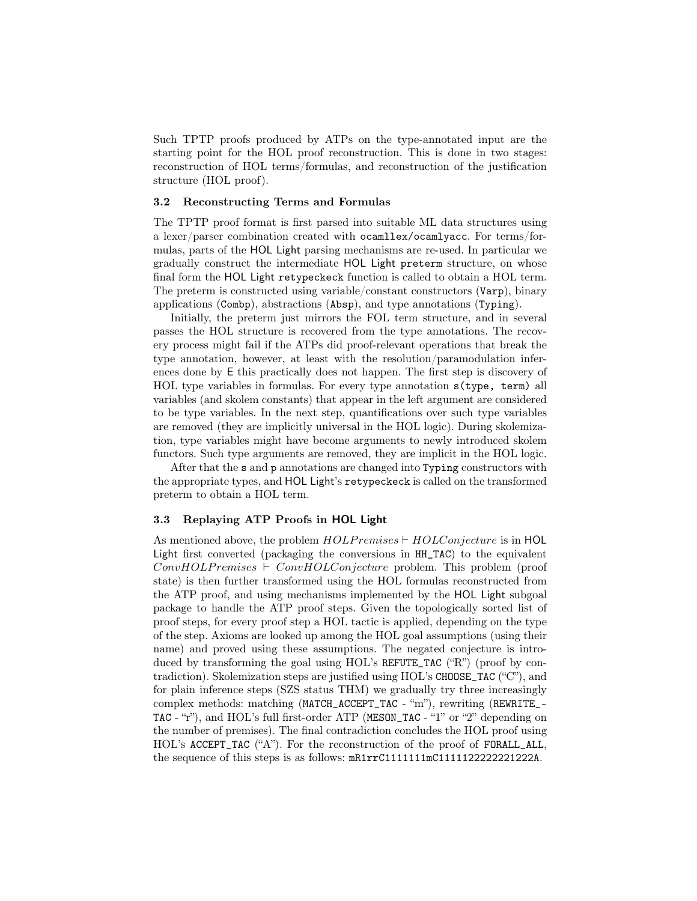Such TPTP proofs produced by ATPs on the type-annotated input are the starting point for the HOL proof reconstruction. This is done in two stages: reconstruction of HOL terms/formulas, and reconstruction of the justification structure (HOL proof).

### 3.2 Reconstructing Terms and Formulas

The TPTP proof format is first parsed into suitable ML data structures using a lexer/parser combination created with `ocamllex/ocamlyacc`. For terms/formulas, parts of the HOL Light parsing mechanisms are re-used. In particular we gradually construct the intermediate HOL Light `preterm` structure, on whose final form the HOL Light `retypeckeck` function is called to obtain a HOL term. The preterm is constructed using variable/constant constructors (`Varp`), binary applications (`Combp`), abstractions (`Absp`), and type annotations (`Typing`).

Initially, the preterm just mirrors the FOL term structure, and in several passes the HOL structure is recovered from the type annotations. The recovery process might fail if the ATPs did proof-relevant operations that break the type annotation, however, at least with the resolution/paramodulation inferences done by E this practically does not happen. The first step is discovery of HOL type variables in formulas. For every type annotation `s(type, term)` all variables (and skolem constants) that appear in the left argument are considered to be type variables. In the next step, quantifications over such type variables are removed (they are implicitly universal in the HOL logic). During skolemization, type variables might have become arguments to newly introduced skolem functors. Such type arguments are removed, they are implicit in the HOL logic.

After that the `s` and `p` annotations are changed into `Typing` constructors with the appropriate types, and HOL Light's `retypeckeck` is called on the transformed preterm to obtain a HOL term.

### 3.3 Replaying ATP Proofs in HOL Light

As mentioned above, the problem $HOLPremises \vdash HOLConjecture$ is in HOL Light first converted (packaging the conversions in `HH_TAC`) to the equivalent $ConvHOLPremises \vdash ConvHOLConjecture$ problem. This problem (proof state) is then further transformed using the HOL formulas reconstructed from the ATP proof, and using mechanisms implemented by the HOL Light subgoal package to handle the ATP proof steps. Given the topologically sorted list of proof steps, for every proof step a HOL tactic is applied, depending on the type of the step. Axioms are looked up among the HOL goal assumptions (using their name) and proved using these assumptions. The negated conjecture is introduced by transforming the goal using HOL's `REFUTE_TAC` ("R") (proof by contradiction). Skolemization steps are justified using HOL's `CHOOSE_TAC` ("C"), and for plain inference steps (SZS status THM) we gradually try three increasingly complex methods: matching (`MATCH_ACCEPT_TAC` - "m"), rewriting (`REWRITE_TAC` - "r"), and HOL's full first-order ATP (`MESON_TAC` - "1" or "2" depending on the number of premises). The final contradiction concludes the HOL proof using HOL's `ACCEPT_TAC` ("A"). For the reconstruction of the proof of `FORALL_ALL`, the sequence of this steps is as follows: `mR1rrC1111111mC1111122222221222A`.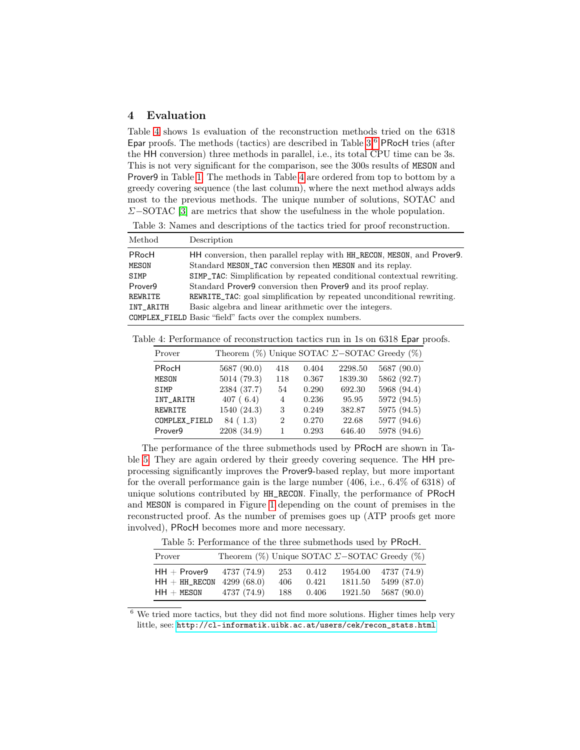## 4 Evaluation

Table 4 shows 1s evaluation of the reconstruction methods tried on the 6318 Epar proofs. The methods (tactics) are described in Table 3.[6] PRocH tries (after the HH conversion) three methods in parallel, i.e., its total CPU time can be 3s. This is not very significant for the comparison, see the 300s results of MESON and Prover9 in Table 1. The methods in Table 4 are ordered from top to bottom by a greedy covering sequence (the last column), where the next method always adds most to the previous methods. The unique number of solutions, SOTAC and $\Sigma-$SOTAC [3] are metrics that show the usefulness in the whole population.

Table 3: Names and descriptions of the tactics tried for proof reconstruction.

| Method | Description |
|---|---|
| PRocH | HH conversion, then parallel replay with HH_RECON, MESON, and Prover9. |
| MESON | Standard MESON_TAC conversion then MESON and its replay. |
| SIMP | SIMP_TAC: Simplification by repeated conditional contextual rewriting. |
| Prover9 | Standard Prover9 conversion then Prover9 and its proof replay. |
| REWRITE | REWRITE_TAC: goal simplification by repeated unconditional rewriting. |
| INT_ARITH | Basic algebra and linear arithmetic over the integers. |
| COMPLEX_FIELD | Basic "field" facts over the complex numbers. |

Table 4: Performance of reconstruction tactics run in 1s on 6318 Epar proofs.

| Prover | Theorem (%) | Unique | SOTAC | $\Sigma-$SOTAC | Greedy (%) |
|---|---|---|---|---|---|
| PRocH | 5687 (90.0) | 418 | 0.404 | 2298.50 | 5687 (90.0) |
| MESON | 5014 (79.3) | 118 | 0.367 | 1839.30 | 5862 (92.7) |
| SIMP | 2384 (37.7) | 54 | 0.290 | 692.30 | 5968 (94.4) |
| INT_ARITH | 407 ( 6.4) | 4 | 0.236 | 95.95 | 5972 (94.5) |
| REWRITE | 1540 (24.3) | 3 | 0.249 | 382.87 | 5975 (94.5) |
| COMPLEX_FIELD | 84 ( 1.3) | 2 | 0.270 | 22.68 | 5977 (94.6) |
| Prover9 | 2208 (34.9) | 1 | 0.293 | 646.40 | 5978 (94.6) |

The performance of the three submethods used by PRocH are shown in Table 5. They are again ordered by their greedy covering sequence. The HH preprocessing significantly improves the Prover9-based replay, but more important for the overall performance gain is the large number (406, i.e., 6.4% of 6318) of unique solutions contributed by HH_RECON. Finally, the performance of PRocH and MESON is compared in Figure 1 depending on the count of premises in the reconstructed proof. As the number of premises goes up (ATP proofs get more involved), PRocH becomes more and more necessary.

Table 5: Performance of the three submethods used by PRocH.

| Prover | Theorem (%) | Unique | SOTAC | $\Sigma-$SOTAC | Greedy (%) |
|---|---|---|---|---|---|
| HH + Prover9 | 4737 (74.9) | 253 | 0.412 | 1954.00 | 4737 (74.9) |
| HH + HH_RECON | 4299 (68.0) | 406 | 0.421 | 1811.50 | 5499 (87.0) |
| HH + MESON | 4737 (74.9) | 188 | 0.406 | 1921.50 | 5687 (90.0) |

[6] We tried more tactics, but they did not find more solutions. Higher times help very little, see: http://cl-informatik.uibk.ac.at/users/cek/recon_stats.html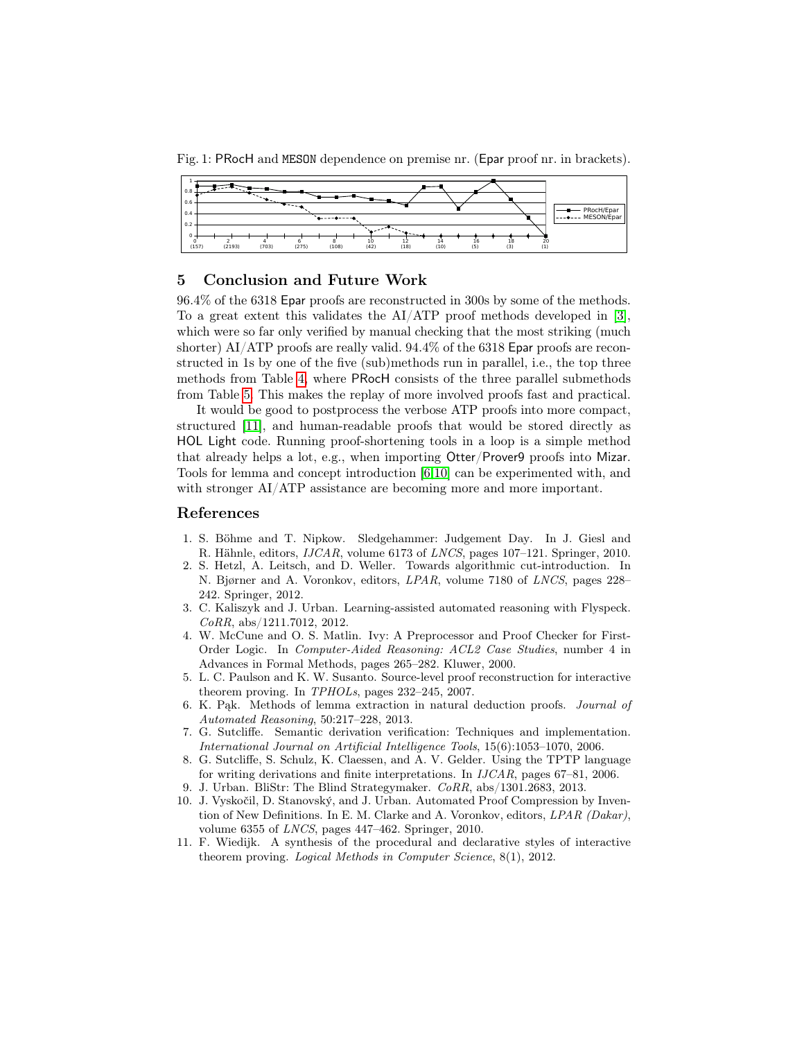Fig. 1: PRocH and MESON dependence on premise nr. (Epar proof nr. in brackets).

1
0.8
0.6
0.4
0.2
0

0 (157)
2 (2193)
4 (703)
6 (275)
8 (108)
10 (42)
12 (18)
14 (10)
16 (5)
18 (3)
20 (1)

PRocH/Epar
MESON/Epar

## 5 Conclusion and Future Work

96.4% of the 6318 Epar proofs are reconstructed in 300s by some of the methods. To a great extent this validates the AI/ATP proof methods developed in [3], which were so far only verified by manual checking that the most striking (much shorter) AI/ATP proofs are really valid. 94.4% of the 6318 Epar proofs are reconstructed in 1s by one of the five (sub)methods run in parallel, i.e., the top three methods from Table 4, where PRocH consists of the three parallel submethods from Table 5. This makes the replay of more involved proofs fast and practical.

It would be good to postprocess the verbose ATP proofs into more compact, structured [11], and human-readable proofs that would be stored directly as HOL Light code. Running proof-shortening tools in a loop is a simple method that already helps a lot, e.g., when importing Otter/Prover9 proofs into Mizar. Tools for lemma and concept introduction [6,10] can be experimented with, and with stronger AI/ATP assistance are becoming more and more important.

## References

1. S. Böhme and T. Nipkow. Sledgehammer: Judgement Day. In J. Giesl and R. Hähnle, editors, *IJCAR*, volume 6173 of *LNCS*, pages 107–121. Springer, 2010.
2. S. Hetzl, A. Leitsch, and D. Weller. Towards algorithmic cut-introduction. In N. Bjørner and A. Voronkov, editors, *LPAR*, volume 7180 of *LNCS*, pages 228–242. Springer, 2012.
3. C. Kaliszyk and J. Urban. Learning-assisted automated reasoning with Flyspeck. *CoRR*, abs/1211.7012, 2012.
4. W. McCune and O. S. Matlin. Ivy: A Preprocessor and Proof Checker for First-Order Logic. In *Computer-Aided Reasoning: ACL2 Case Studies*, number 4 in Advances in Formal Methods, pages 265–282. Kluwer, 2000.
5. L. C. Paulson and K. W. Susanto. Source-level proof reconstruction for interactive theorem proving. In *TPHOLs*, pages 232–245, 2007.
6. K. Pąk. Methods of lemma extraction in natural deduction proofs. *Journal of Automated Reasoning*, 50:217–228, 2013.
7. G. Sutcliffe. Semantic derivation verification: Techniques and implementation. *International Journal on Artificial Intelligence Tools*, 15(6):1053–1070, 2006.
8. G. Sutcliffe, S. Schulz, K. Claessen, and A. V. Gelder. Using the TPTP language for writing derivations and finite interpretations. In *IJCAR*, pages 67–81, 2006.
9. J. Urban. BliStr: The Blind Strategymaker. *CoRR*, abs/1301.2683, 2013.
10. J. Vyskočil, D. Stanovský, and J. Urban. Automated Proof Compression by Invention of New Definitions. In E. M. Clarke and A. Voronkov, editors, *LPAR (Dakar)*, volume 6355 of *LNCS*, pages 447–462. Springer, 2010.
11. F. Wiedijk. A synthesis of the procedural and declarative styles of interactive theorem proving. *Logical Methods in Computer Science*, 8(1), 2012.